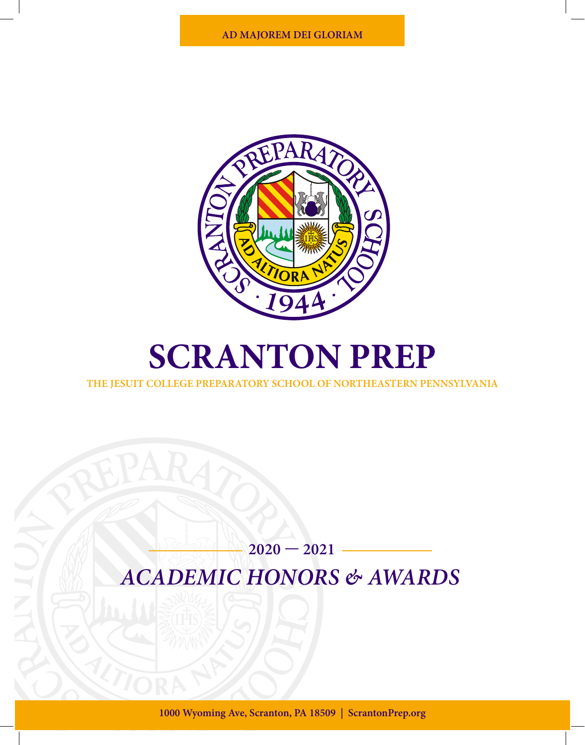AD MAJOREM DEI GLORIAM

# SCRANTON PREP

THE JESUIT COLLEGE PREPARATORY SCHOOL OF NORTHEASTERN PENNSYLVANIA

## 2020 — 2021

## *ACADEMIC HONORS & AWARDS*

1000 Wyoming Ave, Scranton, PA 18509 | ScrantonPrep.org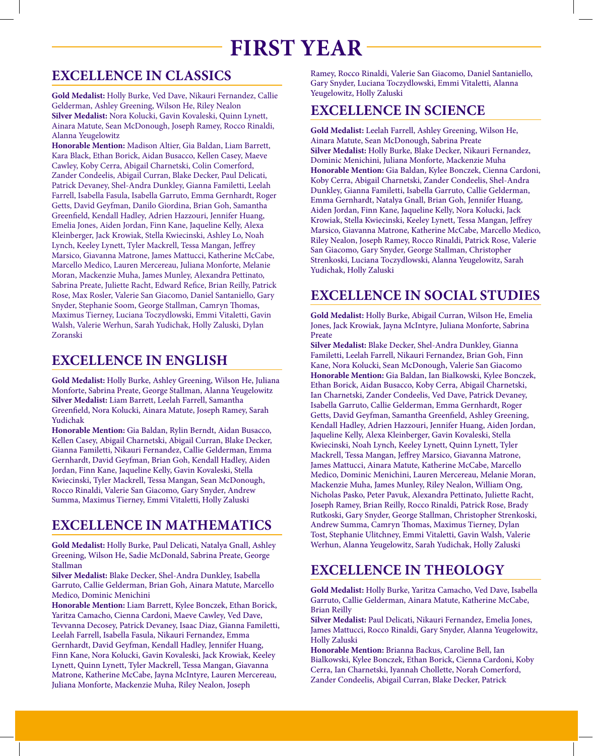# FIRST YEAR

## EXCELLENCE IN CLASSICS

**Gold Medalist:** Holly Burke, Ved Dave, Nikauri Fernandez, Callie Gelderman, Ashley Greening, Wilson He, Riley Nealon
**Silver Medalist:** Nora Kolucki, Gavin Kovaleski, Quinn Lynett, Ainara Matute, Sean McDonough, Joseph Ramey, Rocco Rinaldi, Alanna Yeugelowitz
**Honorable Mention:** Madison Altier, Gia Baldan, Liam Barrett, Kara Black, Ethan Borick, Aidan Busacco, Kellen Casey, Maeve Cawley, Koby Cerra, Abigail Charnetski, Colin Comerford, Zander Condeelis, Abigail Curran, Blake Decker, Paul Delicati, Patrick Devaney, Shel-Andra Dunkley, Gianna Familetti, Leelah Farrell, Isabella Fasula, Isabella Garruto, Emma Gernhardt, Roger Getts, David Geyfman, Danilo Giordina, Brian Goh, Samantha Greenfield, Kendall Hadley, Adrien Hazzouri, Jennifer Huang, Emelia Jones, Aiden Jordan, Finn Kane, Jaqueline Kelly, Alexa Kleinberger, Jack Krowiak, Stella Kwiecinski, Ashley Lo, Noah Lynch, Keeley Lynett, Tyler Mackrell, Tessa Mangan, Jeffrey Marsico, Giavanna Matrone, James Mattucci, Katherine McCabe, Marcello Medico, Lauren Mercereau, Juliana Monforte, Melanie Moran, Mackenzie Muha, James Munley, Alexandra Pettinato, Sabrina Preate, Juliette Racht, Edward Refice, Brian Reilly, Patrick Rose, Max Rosler, Valerie San Giacomo, Daniel Santaniello, Gary Snyder, Stephanie Soom, George Stallman, Camryn Thomas, Maximus Tierney, Luciana Toczydlowski, Emmi Vitaletti, Gavin Walsh, Valerie Werhun, Sarah Yudichak, Holly Zaluski, Dylan Zoranski

## EXCELLENCE IN ENGLISH

**Gold Medalist:** Holly Burke, Ashley Greening, Wilson He, Juliana Monforte, Sabrina Preate, George Stallman, Alanna Yeugelowitz
**Silver Medalist:** Liam Barrett, Leelah Farrell, Samantha Greenfield, Nora Kolucki, Ainara Matute, Joseph Ramey, Sarah Yudichak
**Honorable Mention:** Gia Baldan, Rylin Berndt, Aidan Busacco, Kellen Casey, Abigail Charnetski, Abigail Curran, Blake Decker, Gianna Familetti, Nikauri Fernandez, Callie Gelderman, Emma Gernhardt, David Geyfman, Brian Goh, Kendall Hadley, Aiden Jordan, Finn Kane, Jaqueline Kelly, Gavin Kovaleski, Stella Kwiecinski, Tyler Mackrell, Tessa Mangan, Sean McDonough, Rocco Rinaldi, Valerie San Giacomo, Gary Snyder, Andrew Summa, Maximus Tierney, Emmi Vitaletti, Holly Zaluski

## EXCELLENCE IN MATHEMATICS

**Gold Medalist:** Holly Burke, Paul Delicati, Natalya Gnall, Ashley Greening, Wilson He, Sadie McDonald, Sabrina Preate, George Stallman
**Silver Medalist:** Blake Decker, Shel-Andra Dunkley, Isabella Garruto, Callie Gelderman, Brian Goh, Ainara Matute, Marcello Medico, Dominic Menichini
**Honorable Mention:** Liam Barrett, Kylee Bonczek, Ethan Borick, Yaritza Camacho, Cienna Cardoni, Maeve Cawley, Ved Dave, Tevvanna Decosey, Patrick Devaney, Isaac Diaz, Gianna Familetti, Leelah Farrell, Isabella Fasula, Nikauri Fernandez, Emma Gernhardt, David Geyfman, Kendall Hadley, Jennifer Huang, Finn Kane, Nora Kolucki, Gavin Kovaleski, Jack Krowiak, Keeley Lynett, Quinn Lynett, Tyler Mackrell, Tessa Mangan, Giavanna Matrone, Katherine McCabe, Jayna McIntyre, Lauren Mercereau, Juliana Monforte, Mackenzie Muha, Riley Nealon, Joseph Ramey, Rocco Rinaldi, Valerie San Giacomo, Daniel Santaniello, Gary Snyder, Luciana Toczydlowski, Emmi Vitaletti, Alanna Yeugelowitz, Holly Zaluski

## EXCELLENCE IN SCIENCE

**Gold Medalist:** Leelah Farrell, Ashley Greening, Wilson He, Ainara Matute, Sean McDonough, Sabrina Preate
**Silver Medalist:** Holly Burke, Blake Decker, Nikauri Fernandez, Dominic Menichini, Juliana Monforte, Mackenzie Muha
**Honorable Mention:** Gia Baldan, Kylee Bonczek, Cienna Cardoni, Koby Cerra, Abigail Charnetski, Zander Condeelis, Shel-Andra Dunkley, Gianna Familetti, Isabella Garruto, Callie Gelderman, Emma Gernhardt, Natalya Gnall, Brian Goh, Jennifer Huang, Aiden Jordan, Finn Kane, Jaqueline Kelly, Nora Kolucki, Jack Krowiak, Stella Kwiecinski, Keeley Lynett, Tessa Mangan, Jeffrey Marsico, Giavanna Matrone, Katherine McCabe, Marcello Medico, Riley Nealon, Joseph Ramey, Rocco Rinaldi, Patrick Rose, Valerie San Giacomo, Gary Snyder, George Stallman, Christopher Strenkoski, Luciana Toczydlowski, Alanna Yeugelowitz, Sarah Yudichak, Holly Zaluski

## EXCELLENCE IN SOCIAL STUDIES

**Gold Medalist:** Holly Burke, Abigail Curran, Wilson He, Emelia Jones, Jack Krowiak, Jayna McIntyre, Juliana Monforte, Sabrina Preate
**Silver Medalist:** Blake Decker, Shel-Andra Dunkley, Gianna Familetti, Leelah Farrell, Nikauri Fernandez, Brian Goh, Finn Kane, Nora Kolucki, Sean McDonough, Valerie San Giacomo
**Honorable Mention:** Gia Baldan, Ian Bialkowski, Kylee Bonczek, Ethan Borick, Aidan Busacco, Koby Cerra, Abigail Charnetski, Ian Charnetski, Zander Condeelis, Ved Dave, Patrick Devaney, Isabella Garruto, Callie Gelderman, Emma Gernhardt, Roger Getts, David Geyfman, Samantha Greenfield, Ashley Greening, Kendall Hadley, Adrien Hazzouri, Jennifer Huang, Aiden Jordan, Jaqueline Kelly, Alexa Kleinberger, Gavin Kovaleski, Stella Kwiecinski, Noah Lynch, Keeley Lynett, Quinn Lynett, Tyler Mackrell, Tessa Mangan, Jeffrey Marsico, Giavanna Matrone, James Mattucci, Ainara Matute, Katherine McCabe, Marcello Medico, Dominic Menichini, Lauren Mercereau, Melanie Moran, Mackenzie Muha, James Munley, Riley Nealon, William Ong, Nicholas Pasko, Peter Pavuk, Alexandra Pettinato, Juliette Racht, Joseph Ramey, Brian Reilly, Rocco Rinaldi, Patrick Rose, Brady Rutkoski, Gary Snyder, George Stallman, Christopher Strenkoski, Andrew Summa, Camryn Thomas, Maximus Tierney, Dylan Tost, Stephanie Ulitchney, Emmi Vitaletti, Gavin Walsh, Valerie Werhun, Alanna Yeugelowitz, Sarah Yudichak, Holly Zaluski

## EXCELLENCE IN THEOLOGY

**Gold Medalist:** Holly Burke, Yaritza Camacho, Ved Dave, Isabella Garruto, Callie Gelderman, Ainara Matute, Katherine McCabe, Brian Reilly
**Silver Medalist:** Paul Delicati, Nikauri Fernandez, Emelia Jones, James Mattucci, Rocco Rinaldi, Gary Snyder, Alanna Yeugelowitz, Holly Zaluski
**Honorable Mention:** Brianna Backus, Caroline Bell, Ian Bialkowski, Kylee Bonczek, Ethan Borick, Cienna Cardoni, Koby Cerra, Ian Charnetski, Iyannah Chollette, Norah Comerford, Zander Condeelis, Abigail Curran, Blake Decker, Patrick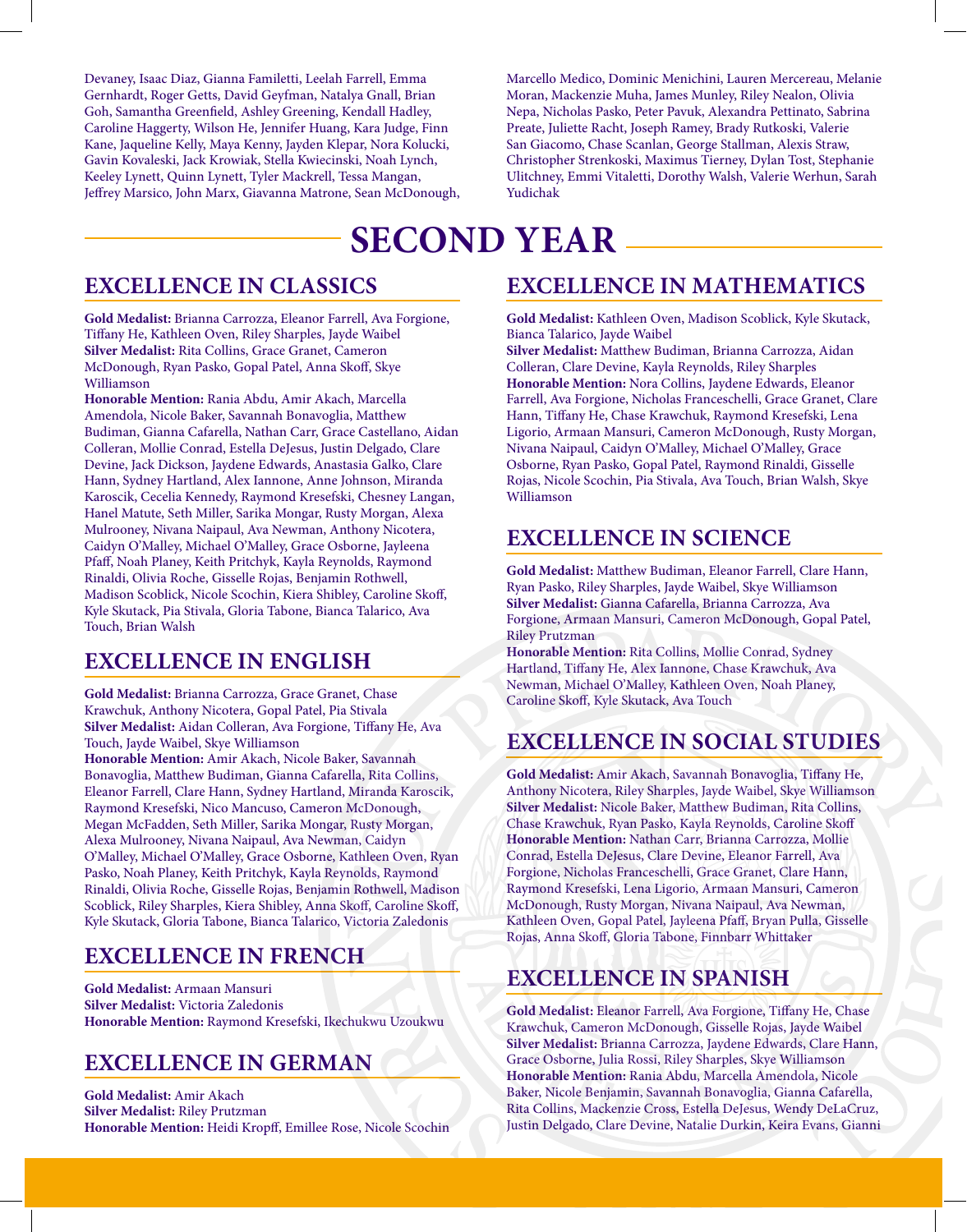Devaney, Isaac Diaz, Gianna Familetti, Leelah Farrell, Emma Gernhardt, Roger Getts, David Geyfman, Natalya Gnall, Brian Goh, Samantha Greenfield, Ashley Greening, Kendall Hadley, Caroline Haggerty, Wilson He, Jennifer Huang, Kara Judge, Finn Kane, Jaqueline Kelly, Maya Kenny, Jayden Klepar, Nora Kolucki, Gavin Kovaleski, Jack Krowiak, Stella Kwiecinski, Noah Lynch, Keeley Lynett, Quinn Lynett, Tyler Mackrell, Tessa Mangan, Jeffrey Marsico, John Marx, Giavanna Matrone, Sean McDonough, Marcello Medico, Dominic Menichini, Lauren Mercereau, Melanie Moran, Mackenzie Muha, James Munley, Riley Nealon, Olivia Nepa, Nicholas Pasko, Peter Pavuk, Alexandra Pettinato, Sabrina Preate, Juliette Racht, Joseph Ramey, Brady Rutkoski, Valerie San Giacomo, Chase Scanlan, George Stallman, Alexis Straw, Christopher Strenkoski, Maximus Tierney, Dylan Tost, Stephanie Ulitchney, Emmi Vitaletti, Dorothy Walsh, Valerie Werhun, Sarah Yudichak

# SECOND YEAR

## EXCELLENCE IN CLASSICS

**Gold Medalist:** Brianna Carrozza, Eleanor Farrell, Ava Forgione, Tiffany He, Kathleen Oven, Riley Sharples, Jayde Waibel
**Silver Medalist:** Rita Collins, Grace Granet, Cameron McDonough, Ryan Pasko, Gopal Patel, Anna Skoff, Skye Williamson
**Honorable Mention:** Rania Abdu, Amir Akach, Marcella Amendola, Nicole Baker, Savannah Bonavoglia, Matthew Budiman, Gianna Cafarella, Nathan Carr, Grace Castellano, Aidan Colleran, Mollie Conrad, Estella DeJesus, Justin Delgado, Clare Devine, Jack Dickson, Jaydene Edwards, Anastasia Galko, Clare Hann, Sydney Hartland, Alex Iannone, Anne Johnson, Miranda Karoscik, Cecelia Kennedy, Raymond Kresefski, Chesney Langan, Hanel Matute, Seth Miller, Sarika Mongar, Rusty Morgan, Alexa Mulrooney, Nivana Naipaul, Ava Newman, Anthony Nicotera, Caidyn O'Malley, Michael O'Malley, Grace Osborne, Jayleena Pfaff, Noah Planey, Keith Pritchyk, Kayla Reynolds, Raymond Rinaldi, Olivia Roche, Gisselle Rojas, Benjamin Rothwell, Madison Scoblick, Nicole Scochin, Kiera Shibley, Caroline Skoff, Kyle Skutack, Pia Stivala, Gloria Tabone, Bianca Talarico, Ava Touch, Brian Walsh

## EXCELLENCE IN ENGLISH

**Gold Medalist:** Brianna Carrozza, Grace Granet, Chase Krawchuk, Anthony Nicotera, Gopal Patel, Pia Stivala
**Silver Medalist:** Aidan Colleran, Ava Forgione, Tiffany He, Ava Touch, Jayde Waibel, Skye Williamson
**Honorable Mention:** Amir Akach, Nicole Baker, Savannah Bonavoglia, Matthew Budiman, Gianna Cafarella, Rita Collins, Eleanor Farrell, Clare Hann, Sydney Hartland, Miranda Karoscik, Raymond Kresefski, Nico Mancuso, Cameron McDonough, Megan McFadden, Seth Miller, Sarika Mongar, Rusty Morgan, Alexa Mulrooney, Nivana Naipaul, Ava Newman, Caidyn O'Malley, Michael O'Malley, Grace Osborne, Kathleen Oven, Ryan Pasko, Noah Planey, Keith Pritchyk, Kayla Reynolds, Raymond Rinaldi, Olivia Roche, Gisselle Rojas, Benjamin Rothwell, Madison Scoblick, Riley Sharples, Kiera Shibley, Anna Skoff, Caroline Skoff, Kyle Skutack, Gloria Tabone, Bianca Talarico, Victoria Zaledonis

## EXCELLENCE IN FRENCH

**Gold Medalist:** Armaan Mansuri
**Silver Medalist:** Victoria Zaledonis
**Honorable Mention:** Raymond Kresefski, Ikechukwu Uzoukwu

## EXCELLENCE IN GERMAN

**Gold Medalist:** Amir Akach
**Silver Medalist:** Riley Prutzman
**Honorable Mention:** Heidi Kropff, Emillee Rose, Nicole Scochin

## EXCELLENCE IN MATHEMATICS

**Gold Medalist:** Kathleen Oven, Madison Scoblick, Kyle Skutack, Bianca Talarico, Jayde Waibel
**Silver Medalist:** Matthew Budiman, Brianna Carrozza, Aidan Colleran, Clare Devine, Kayla Reynolds, Riley Sharples
**Honorable Mention:** Nora Collins, Jaydene Edwards, Eleanor Farrell, Ava Forgione, Nicholas Franceschelli, Grace Granet, Clare Hann, Tiffany He, Chase Krawchuk, Raymond Kresefski, Lena Ligorio, Armaan Mansuri, Cameron McDonough, Rusty Morgan, Nivana Naipaul, Caidyn O'Malley, Michael O'Malley, Grace Osborne, Ryan Pasko, Gopal Patel, Raymond Rinaldi, Gisselle Rojas, Nicole Scochin, Pia Stivala, Ava Touch, Brian Walsh, Skye Williamson

## EXCELLENCE IN SCIENCE

**Gold Medalist:** Matthew Budiman, Eleanor Farrell, Clare Hann, Ryan Pasko, Riley Sharples, Jayde Waibel, Skye Williamson
**Silver Medalist:** Gianna Cafarella, Brianna Carrozza, Ava Forgione, Armaan Mansuri, Cameron McDonough, Gopal Patel, Riley Prutzman
**Honorable Mention:** Rita Collins, Mollie Conrad, Sydney Hartland, Tiffany He, Alex Iannone, Chase Krawchuk, Ava Newman, Michael O'Malley, Kathleen Oven, Noah Planey, Caroline Skoff, Kyle Skutack, Ava Touch

## EXCELLENCE IN SOCIAL STUDIES

**Gold Medalist:** Amir Akach, Savannah Bonavoglia, Tiffany He, Anthony Nicotera, Riley Sharples, Jayde Waibel, Skye Williamson
**Silver Medalist:** Nicole Baker, Matthew Budiman, Rita Collins, Chase Krawchuk, Ryan Pasko, Kayla Reynolds, Caroline Skoff
**Honorable Mention:** Nathan Carr, Brianna Carrozza, Mollie Conrad, Estella DeJesus, Clare Devine, Eleanor Farrell, Ava Forgione, Nicholas Franceschelli, Grace Granet, Clare Hann, Raymond Kresefski, Lena Ligorio, Armaan Mansuri, Cameron McDonough, Rusty Morgan, Nivana Naipaul, Ava Newman, Kathleen Oven, Gopal Patel, Jayleena Pfaff, Bryan Pulla, Gisselle Rojas, Anna Skoff, Gloria Tabone, Finnbarr Whittaker

## EXCELLENCE IN SPANISH

**Gold Medalist:** Eleanor Farrell, Ava Forgione, Tiffany He, Chase Krawchuk, Cameron McDonough, Gisselle Rojas, Jayde Waibel
**Silver Medalist:** Brianna Carrozza, Jaydene Edwards, Clare Hann, Grace Osborne, Julia Rossi, Riley Sharples, Skye Williamson
**Honorable Mention:** Rania Abdu, Marcella Amendola, Nicole Baker, Nicole Benjamin, Savannah Bonavoglia, Gianna Cafarella, Rita Collins, Mackenzie Cross, Estella DeJesus, Wendy DeLaCruz, Justin Delgado, Clare Devine, Natalie Durkin, Keira Evans, Gianni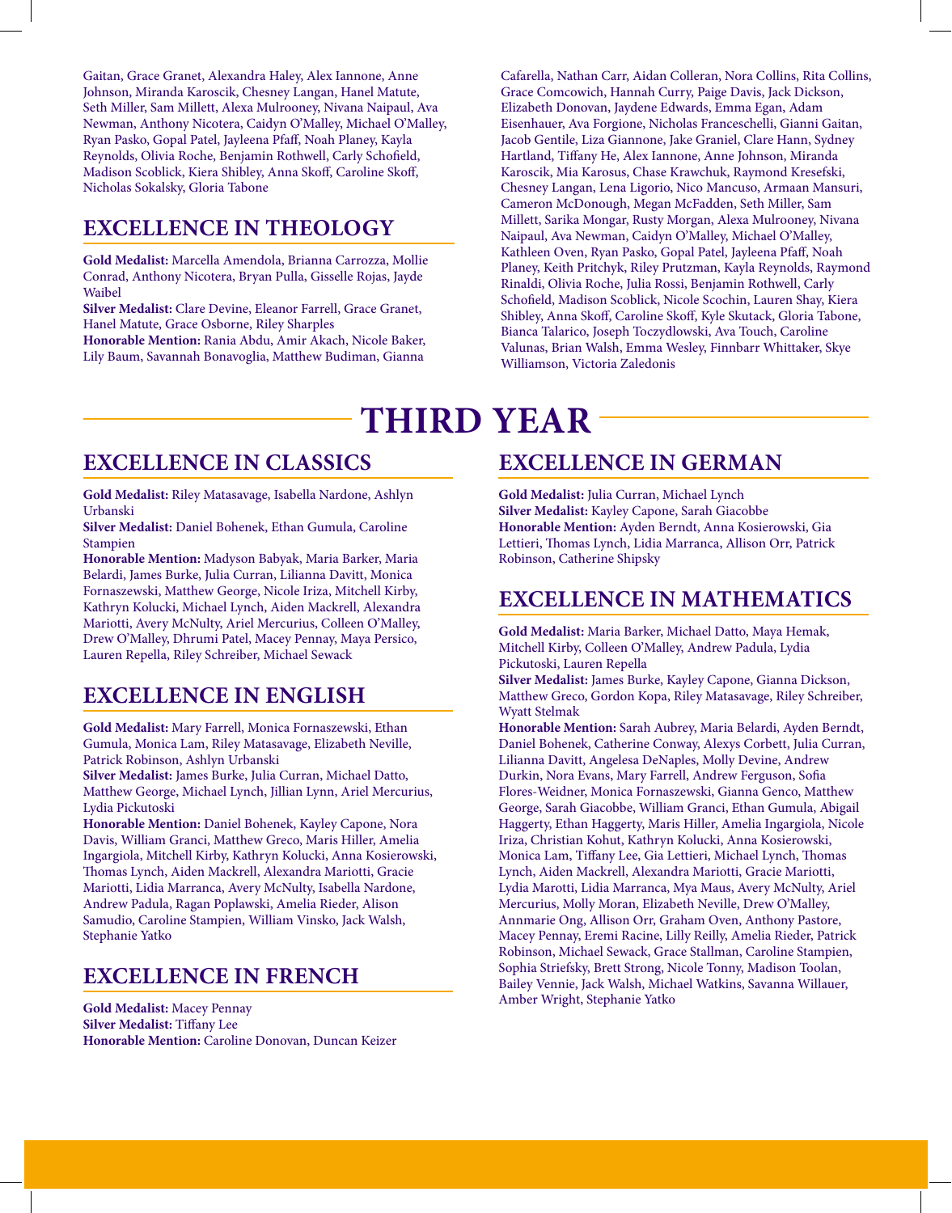Gaitan, Grace Granet, Alexandra Haley, Alex Iannone, Anne Johnson, Miranda Karoscik, Chesney Langan, Hanel Matute, Seth Miller, Sam Millett, Alexa Mulrooney, Nivana Naipaul, Ava Newman, Anthony Nicotera, Caidyn O'Malley, Michael O'Malley, Ryan Pasko, Gopal Patel, Jayleena Pfaff, Noah Planey, Kayla Reynolds, Olivia Roche, Benjamin Rothwell, Carly Schofield, Madison Scoblick, Kiera Shibley, Anna Skoff, Caroline Skoff, Nicholas Sokalsky, Gloria Tabone

## EXCELLENCE IN THEOLOGY

**Gold Medalist:** Marcella Amendola, Brianna Carrozza, Mollie Conrad, Anthony Nicotera, Bryan Pulla, Gisselle Rojas, Jayde Waibel
**Silver Medalist:** Clare Devine, Eleanor Farrell, Grace Granet, Hanel Matute, Grace Osborne, Riley Sharples
**Honorable Mention:** Rania Abdu, Amir Akach, Nicole Baker, Lily Baum, Savannah Bonavoglia, Matthew Budiman, Gianna Cafarella, Nathan Carr, Aidan Colleran, Nora Collins, Rita Collins, Grace Comcowich, Hannah Curry, Paige Davis, Jack Dickson, Elizabeth Donovan, Jaydene Edwards, Emma Egan, Adam Eisenhauer, Ava Forgione, Nicholas Franceschelli, Gianni Gaitan, Jacob Gentile, Liza Giannone, Jake Graniel, Clare Hann, Sydney Hartland, Tiffany He, Alex Iannone, Anne Johnson, Miranda Karoscik, Mia Karosus, Chase Krawchuk, Raymond Kresefski, Chesney Langan, Lena Ligorio, Nico Mancuso, Armaan Mansuri, Cameron McDonough, Megan McFadden, Seth Miller, Sam Millett, Sarika Mongar, Rusty Morgan, Alexa Mulrooney, Nivana Naipaul, Ava Newman, Caidyn O'Malley, Michael O'Malley, Kathleen Oven, Ryan Pasko, Gopal Patel, Jayleena Pfaff, Noah Planey, Keith Pritchyk, Riley Prutzman, Kayla Reynolds, Raymond Rinaldi, Olivia Roche, Julia Rossi, Benjamin Rothwell, Carly Schofield, Madison Scoblick, Nicole Scochin, Lauren Shay, Kiera Shibley, Anna Skoff, Caroline Skoff, Kyle Skutack, Gloria Tabone, Bianca Talarico, Joseph Toczydlowski, Ava Touch, Caroline Valunas, Brian Walsh, Emma Wesley, Finnbarr Whittaker, Skye Williamson, Victoria Zaledonis

# THIRD YEAR

## EXCELLENCE IN CLASSICS

**Gold Medalist:** Riley Matasavage, Isabella Nardone, Ashlyn Urbanski
**Silver Medalist:** Daniel Bohenek, Ethan Gumula, Caroline Stampien
**Honorable Mention:** Madyson Babyak, Maria Barker, Maria Belardi, James Burke, Julia Curran, Lilianna Davitt, Monica Fornaszewski, Matthew George, Nicole Iriza, Mitchell Kirby, Kathryn Kolucki, Michael Lynch, Aiden Mackrell, Alexandra Mariotti, Avery McNulty, Ariel Mercurius, Colleen O'Malley, Drew O'Malley, Dhrumi Patel, Macey Pennay, Maya Persico, Lauren Repella, Riley Schreiber, Michael Sewack

## EXCELLENCE IN ENGLISH

**Gold Medalist:** Mary Farrell, Monica Fornaszewski, Ethan Gumula, Monica Lam, Riley Matasavage, Elizabeth Neville, Patrick Robinson, Ashlyn Urbanski
**Silver Medalist:** James Burke, Julia Curran, Michael Datto, Matthew George, Michael Lynch, Jillian Lynn, Ariel Mercurius, Lydia Pickutoski
**Honorable Mention:** Daniel Bohenek, Kayley Capone, Nora Davis, William Granci, Matthew Greco, Maris Hiller, Amelia Ingargiola, Mitchell Kirby, Kathryn Kolucki, Anna Kosierowski, Thomas Lynch, Aiden Mackrell, Alexandra Mariotti, Gracie Mariotti, Lidia Marranca, Avery McNulty, Isabella Nardone, Andrew Padula, Ragan Poplawski, Amelia Rieder, Alison Samudio, Caroline Stampien, William Vinsko, Jack Walsh, Stephanie Yatko

## EXCELLENCE IN FRENCH

**Gold Medalist:** Macey Pennay
**Silver Medalist:** Tiffany Lee
**Honorable Mention:** Caroline Donovan, Duncan Keizer

## EXCELLENCE IN GERMAN

**Gold Medalist:** Julia Curran, Michael Lynch
**Silver Medalist:** Kayley Capone, Sarah Giacobbe
**Honorable Mention:** Ayden Berndt, Anna Kosierowski, Gia Lettieri, Thomas Lynch, Lidia Marranca, Allison Orr, Patrick Robinson, Catherine Shipsky

## EXCELLENCE IN MATHEMATICS

**Gold Medalist:** Maria Barker, Michael Datto, Maya Hemak, Mitchell Kirby, Colleen O'Malley, Andrew Padula, Lydia Pickutoski, Lauren Repella
**Silver Medalist:** James Burke, Kayley Capone, Gianna Dickson, Matthew Greco, Gordon Kopa, Riley Matasavage, Riley Schreiber, Wyatt Stelmak
**Honorable Mention:** Sarah Aubrey, Maria Belardi, Ayden Berndt, Daniel Bohenek, Catherine Conway, Alexys Corbett, Julia Curran, Lilianna Davitt, Angelesa DeNaples, Molly Devine, Andrew Durkin, Nora Evans, Mary Farrell, Andrew Ferguson, Sofia Flores-Weidner, Monica Fornaszewski, Gianna Genco, Matthew George, Sarah Giacobbe, William Granci, Ethan Gumula, Abigail Haggerty, Ethan Haggerty, Maris Hiller, Amelia Ingargiola, Nicole Iriza, Christian Kohut, Kathryn Kolucki, Anna Kosierowski, Monica Lam, Tiffany Lee, Gia Lettieri, Michael Lynch, Thomas Lynch, Aiden Mackrell, Alexandra Mariotti, Gracie Mariotti, Lydia Marotti, Lidia Marranca, Mya Maus, Avery McNulty, Ariel Mercurius, Molly Moran, Elizabeth Neville, Drew O'Malley, Annmarie Ong, Allison Orr, Graham Oven, Anthony Pastore, Macey Pennay, Eremi Racine, Lilly Reilly, Amelia Rieder, Patrick Robinson, Michael Sewack, Grace Stallman, Caroline Stampien, Sophia Striefsky, Brett Strong, Nicole Tonny, Madison Toolan, Bailey Vennie, Jack Walsh, Michael Watkins, Savanna Willauer, Amber Wright, Stephanie Yatko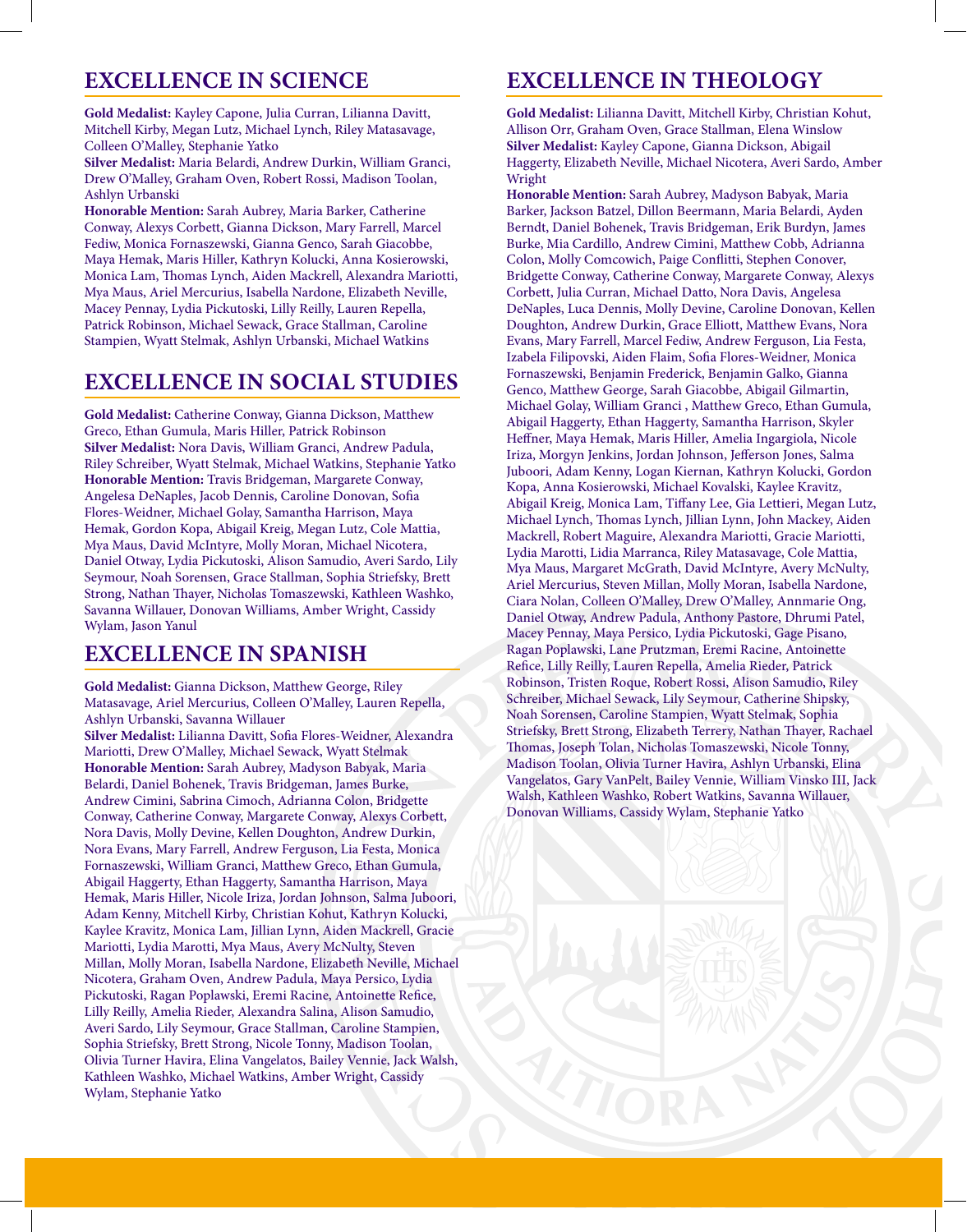## EXCELLENCE IN SCIENCE

**Gold Medalist:** Kayley Capone, Julia Curran, Lilianna Davitt, Mitchell Kirby, Megan Lutz, Michael Lynch, Riley Matasavage, Colleen O'Malley, Stephanie Yatko

**Silver Medalist:** Maria Belardi, Andrew Durkin, William Granci, Drew O'Malley, Graham Oven, Robert Rossi, Madison Toolan, Ashlyn Urbanski

**Honorable Mention:** Sarah Aubrey, Maria Barker, Catherine Conway, Alexys Corbett, Gianna Dickson, Mary Farrell, Marcel Fediw, Monica Fornaszewski, Gianna Genco, Sarah Giacobbe, Maya Hemak, Maris Hiller, Kathryn Kolucki, Anna Kosierowski, Monica Lam, Thomas Lynch, Aiden Mackrell, Alexandra Mariotti, Mya Maus, Ariel Mercurius, Isabella Nardone, Elizabeth Neville, Macey Pennay, Lydia Pickutoski, Lilly Reilly, Lauren Repella, Patrick Robinson, Michael Sewack, Grace Stallman, Caroline Stampien, Wyatt Stelmak, Ashlyn Urbanski, Michael Watkins

## EXCELLENCE IN SOCIAL STUDIES

**Gold Medalist:** Catherine Conway, Gianna Dickson, Matthew Greco, Ethan Gumula, Maris Hiller, Patrick Robinson

**Silver Medalist:** Nora Davis, William Granci, Andrew Padula, Riley Schreiber, Wyatt Stelmak, Michael Watkins, Stephanie Yatko

**Honorable Mention:** Travis Bridgeman, Margarete Conway, Angelesa DeNaples, Jacob Dennis, Caroline Donovan, Sofia Flores-Weidner, Michael Golay, Samantha Harrison, Maya Hemak, Gordon Kopa, Abigail Kreig, Megan Lutz, Cole Mattia, Mya Maus, David McIntyre, Molly Moran, Michael Nicotera, Daniel Otway, Lydia Pickutoski, Alison Samudio, Averi Sardo, Lily Seymour, Noah Sorensen, Grace Stallman, Sophia Striefsky, Brett Strong, Nathan Thayer, Nicholas Tomaszewski, Kathleen Washko, Savanna Willauer, Donovan Williams, Amber Wright, Cassidy Wylam, Jason Yanul

## EXCELLENCE IN SPANISH

**Gold Medalist:** Gianna Dickson, Matthew George, Riley Matasavage, Ariel Mercurius, Colleen O'Malley, Lauren Repella, Ashlyn Urbanski, Savanna Willauer

**Silver Medalist:** Lilianna Davitt, Sofia Flores-Weidner, Alexandra Mariotti, Drew O'Malley, Michael Sewack, Wyatt Stelmak

**Honorable Mention:** Sarah Aubrey, Madyson Babyak, Maria Belardi, Daniel Bohenek, Travis Bridgeman, James Burke, Andrew Cimini, Sabrina Cimoch, Adrianna Colon, Bridgette Conway, Catherine Conway, Margarete Conway, Alexys Corbett, Nora Davis, Molly Devine, Kellen Doughton, Andrew Durkin, Nora Evans, Mary Farrell, Andrew Ferguson, Lia Festa, Monica Fornaszewski, William Granci, Matthew Greco, Ethan Gumula, Abigail Haggerty, Ethan Haggerty, Samantha Harrison, Maya Hemak, Maris Hiller, Nicole Iriza, Jordan Johnson, Salma Juboori, Adam Kenny, Mitchell Kirby, Christian Kohut, Kathryn Kolucki, Kaylee Kravitz, Monica Lam, Jillian Lynn, Aiden Mackrell, Gracie Mariotti, Lydia Marotti, Mya Maus, Avery McNulty, Steven Millan, Molly Moran, Isabella Nardone, Elizabeth Neville, Michael Nicotera, Graham Oven, Andrew Padula, Maya Persico, Lydia Pickutoski, Ragan Poplawski, Eremi Racine, Antoinette Refice, Lilly Reilly, Amelia Rieder, Alexandra Salina, Alison Samudio, Averi Sardo, Lily Seymour, Grace Stallman, Caroline Stampien, Sophia Striefsky, Brett Strong, Nicole Tonny, Madison Toolan, Olivia Turner Havira, Elina Vangelatos, Bailey Vennie, Jack Walsh, Kathleen Washko, Michael Watkins, Amber Wright, Cassidy Wylam, Stephanie Yatko

## EXCELLENCE IN THEOLOGY

**Gold Medalist:** Lilianna Davitt, Mitchell Kirby, Christian Kohut, Allison Orr, Graham Oven, Grace Stallman, Elena Winslow

**Silver Medalist:** Kayley Capone, Gianna Dickson, Abigail Haggerty, Elizabeth Neville, Michael Nicotera, Averi Sardo, Amber Wright

**Honorable Mention:** Sarah Aubrey, Madyson Babyak, Maria Barker, Jackson Batzel, Dillon Beermann, Maria Belardi, Ayden Berndt, Daniel Bohenek, Travis Bridgeman, Erik Burdyn, James Burke, Mia Cardillo, Andrew Cimini, Matthew Cobb, Adrianna Colon, Molly Comcowich, Paige Conflitti, Stephen Conover, Bridgette Conway, Catherine Conway, Margarete Conway, Alexys Corbett, Julia Curran, Michael Datto, Nora Davis, Angelesa DeNaples, Luca Dennis, Molly Devine, Caroline Donovan, Kellen Doughton, Andrew Durkin, Grace Elliott, Matthew Evans, Nora Evans, Mary Farrell, Marcel Fediw, Andrew Ferguson, Lia Festa, Izabela Filipovski, Aiden Flaim, Sofia Flores-Weidner, Monica Fornaszewski, Benjamin Frederick, Benjamin Galko, Gianna Genco, Matthew George, Sarah Giacobbe, Abigail Gilmartin, Michael Golay, William Granci , Matthew Greco, Ethan Gumula, Abigail Haggerty, Ethan Haggerty, Samantha Harrison, Skyler Heffner, Maya Hemak, Maris Hiller, Amelia Ingargiola, Nicole Iriza, Morgyn Jenkins, Jordan Johnson, Jefferson Jones, Salma Juboori, Adam Kenny, Logan Kiernan, Kathryn Kolucki, Gordon Kopa, Anna Kosierowski, Michael Kovalski, Kaylee Kravitz, Abigail Kreig, Monica Lam, Tiffany Lee, Gia Lettieri, Megan Lutz, Michael Lynch, Thomas Lynch, Jillian Lynn, John Mackey, Aiden Mackrell, Robert Maguire, Alexandra Mariotti, Gracie Mariotti, Lydia Marotti, Lidia Marranca, Riley Matasavage, Cole Mattia, Mya Maus, Margaret McGrath, David McIntyre, Avery McNulty, Ariel Mercurius, Steven Millan, Molly Moran, Isabella Nardone, Ciara Nolan, Colleen O'Malley, Drew O'Malley, Annmarie Ong, Daniel Otway, Andrew Padula, Anthony Pastore, Dhrumi Patel, Macey Pennay, Maya Persico, Lydia Pickutoski, Gage Pisano, Ragan Poplawski, Lane Prutzman, Eremi Racine, Antoinette Refice, Lilly Reilly, Lauren Repella, Amelia Rieder, Patrick Robinson, Tristen Roque, Robert Rossi, Alison Samudio, Riley Schreiber, Michael Sewack, Lily Seymour, Catherine Shipsky, Noah Sorensen, Caroline Stampien, Wyatt Stelmak, Sophia Striefsky, Brett Strong, Elizabeth Terrery, Nathan Thayer, Rachael Thomas, Joseph Tolan, Nicholas Tomaszewski, Nicole Tonny, Madison Toolan, Olivia Turner Havira, Ashlyn Urbanski, Elina Vangelatos, Gary VanPelt, Bailey Vennie, William Vinsko III, Jack Walsh, Kathleen Washko, Robert Watkins, Savanna Willauer, Donovan Williams, Cassidy Wylam, Stephanie Yatko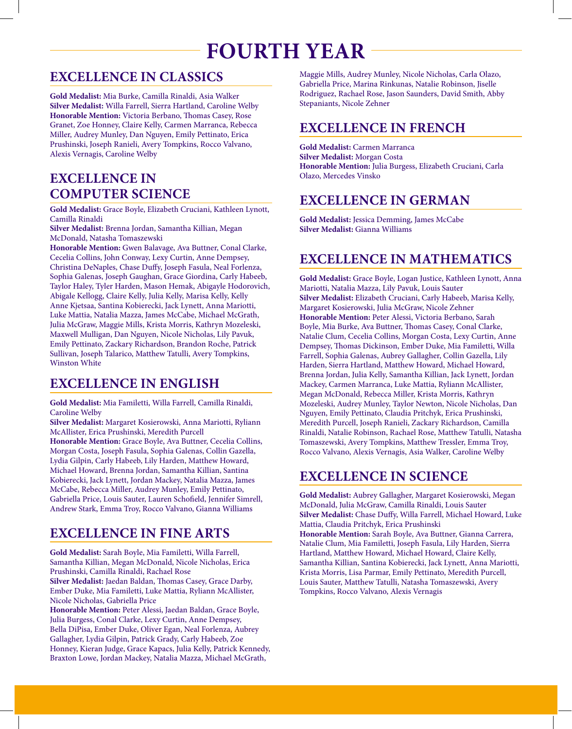# FOURTH YEAR

## EXCELLENCE IN CLASSICS

**Gold Medalist:** Mia Burke, Camilla Rinaldi, Asia Walker
**Silver Medalist:** Willa Farrell, Sierra Hartland, Caroline Welby
**Honorable Mention:** Victoria Berbano, Thomas Casey, Rose Granet, Zoe Honney, Claire Kelly, Carmen Marranca, Rebecca Miller, Audrey Munley, Dan Nguyen, Emily Pettinato, Erica Prushinski, Joseph Ranieli, Avery Tompkins, Rocco Valvano, Alexis Vernagis, Caroline Welby

## EXCELLENCE IN COMPUTER SCIENCE

**Gold Medalist:** Grace Boyle, Elizabeth Cruciani, Kathleen Lynott, Camilla Rinaldi
**Silver Medalist:** Brenna Jordan, Samantha Killian, Megan McDonald, Natasha Tomaszewski
**Honorable Mention:** Gwen Balavage, Ava Buttner, Conal Clarke, Cecelia Collins, John Conway, Lexy Curtin, Anne Dempsey, Christina DeNaples, Chase Duffy, Joseph Fasula, Neal Forlenza, Sophia Galenas, Joseph Gaughan, Grace Giordina, Carly Habeeb, Taylor Haley, Tyler Harden, Mason Hemak, Abigayle Hodorovich, Abigale Kellogg, Claire Kelly, Julia Kelly, Marisa Kelly, Kelly Anne Kjetsaa, Santina Kobierecki, Jack Lynett, Anna Mariotti, Luke Mattia, Natalia Mazza, James McCabe, Michael McGrath, Julia McGraw, Maggie Mills, Krista Morris, Kathryn Mozeleski, Maxwell Mulligan, Dan Nguyen, Nicole Nicholas, Lily Pavuk, Emily Pettinato, Zackary Richardson, Brandon Roche, Patrick Sullivan, Joseph Talarico, Matthew Tatulli, Avery Tompkins, Winston White

## EXCELLENCE IN ENGLISH

**Gold Medalist:** Mia Familetti, Willa Farrell, Camilla Rinaldi, Caroline Welby
**Silver Medalist:** Margaret Kosierowski, Anna Mariotti, Ryliann McAllister, Erica Prushinski, Meredith Purcell
**Honorable Mention:** Grace Boyle, Ava Buttner, Cecelia Collins, Morgan Costa, Joseph Fasula, Sophia Galenas, Collin Gazella, Lydia Gilpin, Carly Habeeb, Lily Harden, Matthew Howard, Michael Howard, Brenna Jordan, Samantha Killian, Santina Kobierecki, Jack Lynett, Jordan Mackey, Natalia Mazza, James McCabe, Rebecca Miller, Audrey Munley, Emily Pettinato, Gabriella Price, Louis Sauter, Lauren Schofield, Jennifer Simrell, Andrew Stark, Emma Troy, Rocco Valvano, Gianna Williams

## EXCELLENCE IN FINE ARTS

**Gold Medalist:** Sarah Boyle, Mia Familetti, Willa Farrell, Samantha Killian, Megan McDonald, Nicole Nicholas, Erica Prushinski, Camilla Rinaldi, Rachael Rose
**Silver Medalist:** Jaedan Baldan, Thomas Casey, Grace Darby, Ember Duke, Mia Familetti, Luke Mattia, Ryliann McAllister, Nicole Nicholas, Gabriella Price
**Honorable Mention:** Peter Alessi, Jaedan Baldan, Grace Boyle, Julia Burgess, Conal Clarke, Lexy Curtin, Anne Dempsey, Bella DiPisa, Ember Duke, Oliver Egan, Neal Forlenza, Aubrey Gallagher, Lydia Gilpin, Patrick Grady, Carly Habeeb, Zoe Honney, Kieran Judge, Grace Kapacs, Julia Kelly, Patrick Kennedy, Braxton Lowe, Jordan Mackey, Natalia Mazza, Michael McGrath, Maggie Mills, Audrey Munley, Nicole Nicholas, Carla Olazo, Gabriella Price, Marina Rinkunas, Natalie Robinson, Jiselle Rodriguez, Rachael Rose, Jason Saunders, David Smith, Abby Stepaniants, Nicole Zehner

## EXCELLENCE IN FRENCH

**Gold Medalist:** Carmen Marranca
**Silver Medalist:** Morgan Costa
**Honorable Mention:** Julia Burgess, Elizabeth Cruciani, Carla Olazo, Mercedes Vinsko

## EXCELLENCE IN GERMAN

**Gold Medalist:** Jessica Demming, James McCabe
**Silver Medalist:** Gianna Williams

## EXCELLENCE IN MATHEMATICS

**Gold Medalist:** Grace Boyle, Logan Justice, Kathleen Lynott, Anna Mariotti, Natalia Mazza, Lily Pavuk, Louis Sauter
**Silver Medalist:** Elizabeth Cruciani, Carly Habeeb, Marisa Kelly, Margaret Kosierowski, Julia McGraw, Nicole Zehner
**Honorable Mention:** Peter Alessi, Victoria Berbano, Sarah Boyle, Mia Burke, Ava Buttner, Thomas Casey, Conal Clarke, Natalie Clum, Cecelia Collins, Morgan Costa, Lexy Curtin, Anne Dempsey, Thomas Dickinson, Ember Duke, Mia Familetti, Willa Farrell, Sophia Galenas, Aubrey Gallagher, Collin Gazella, Lily Harden, Sierra Hartland, Matthew Howard, Michael Howard, Brenna Jordan, Julia Kelly, Samantha Killian, Jack Lynett, Jordan Mackey, Carmen Marranca, Luke Mattia, Ryliann McAllister, Megan McDonald, Rebecca Miller, Krista Morris, Kathryn Mozeleski, Audrey Munley, Taylor Newton, Nicole Nicholas, Dan Nguyen, Emily Pettinato, Claudia Pritchyk, Erica Prushinski, Meredith Purcell, Joseph Ranieli, Zackary Richardson, Camilla Rinaldi, Natalie Robinson, Rachael Rose, Matthew Tatulli, Natasha Tomaszewski, Avery Tompkins, Matthew Tressler, Emma Troy, Rocco Valvano, Alexis Vernagis, Asia Walker, Caroline Welby

## EXCELLENCE IN SCIENCE

**Gold Medalist:** Aubrey Gallagher, Margaret Kosierowski, Megan McDonald, Julia McGraw, Camilla Rinaldi, Louis Sauter
**Silver Medalist:** Chase Duffy, Willa Farrell, Michael Howard, Luke Mattia, Claudia Pritchyk, Erica Prushinski
**Honorable Mention:** Sarah Boyle, Ava Buttner, Gianna Carrera, Natalie Clum, Mia Familetti, Joseph Fasula, Lily Harden, Sierra Hartland, Matthew Howard, Michael Howard, Claire Kelly, Samantha Killian, Santina Kobierecki, Jack Lynett, Anna Mariotti, Krista Morris, Lisa Parmar, Emily Pettinato, Meredith Purcell, Louis Sauter, Matthew Tatulli, Natasha Tomaszewski, Avery Tompkins, Rocco Valvano, Alexis Vernagis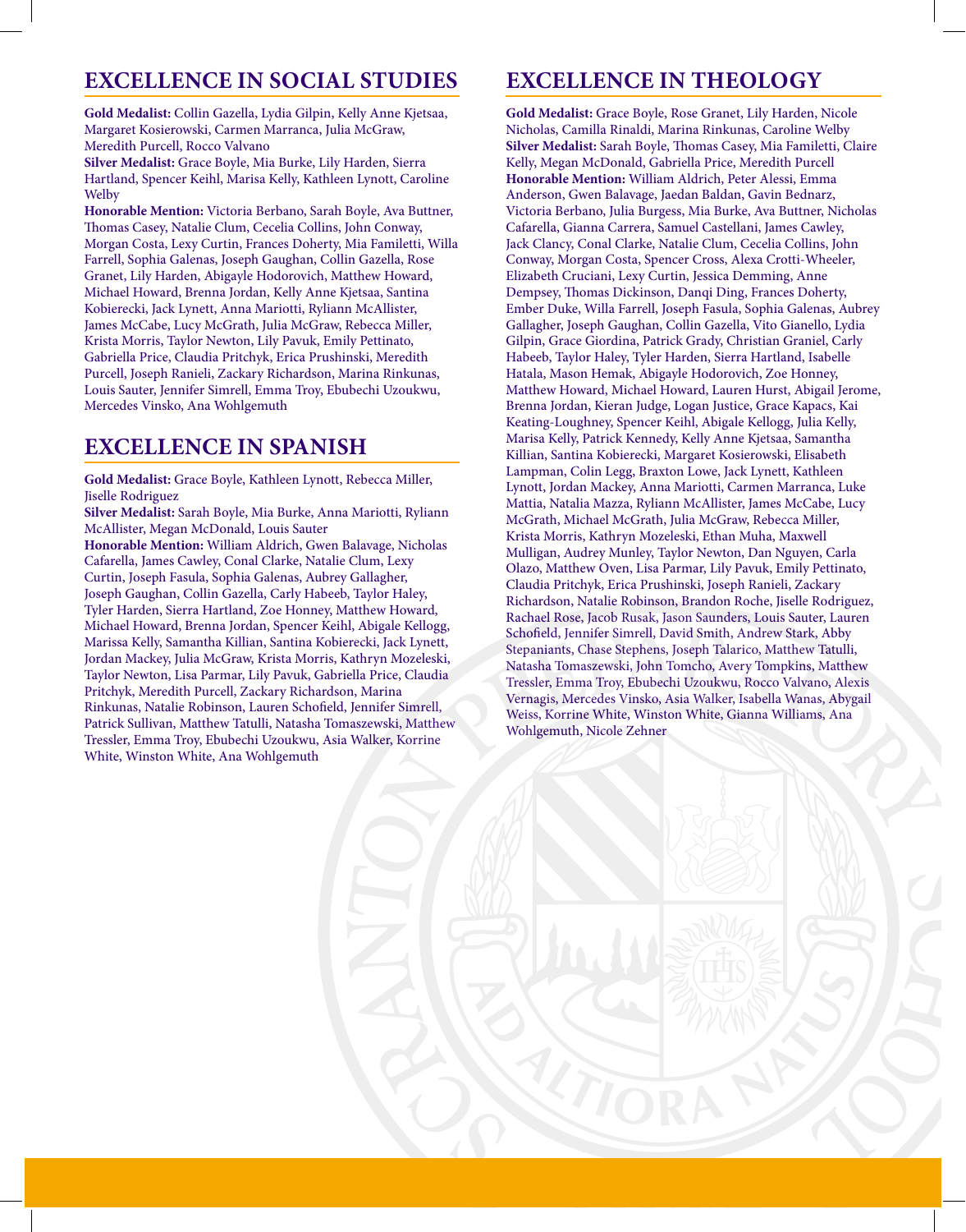## EXCELLENCE IN SOCIAL STUDIES

**Gold Medalist:** Collin Gazella, Lydia Gilpin, Kelly Anne Kjetsaa, Margaret Kosierowski, Carmen Marranca, Julia McGraw, Meredith Purcell, Rocco Valvano

**Silver Medalist:** Grace Boyle, Mia Burke, Lily Harden, Sierra Hartland, Spencer Keihl, Marisa Kelly, Kathleen Lynott, Caroline Welby

**Honorable Mention:** Victoria Berbano, Sarah Boyle, Ava Buttner, Thomas Casey, Natalie Clum, Cecelia Collins, John Conway, Morgan Costa, Lexy Curtin, Frances Doherty, Mia Familetti, Willa Farrell, Sophia Galenas, Joseph Gaughan, Collin Gazella, Rose Granet, Lily Harden, Abigayle Hodorovich, Matthew Howard, Michael Howard, Brenna Jordan, Kelly Anne Kjetsaa, Santina Kobierecki, Jack Lynett, Anna Mariotti, Ryliann McAllister, James McCabe, Lucy McGrath, Julia McGraw, Rebecca Miller, Krista Morris, Taylor Newton, Lily Pavuk, Emily Pettinato, Gabriella Price, Claudia Pritchyk, Erica Prushinski, Meredith Purcell, Joseph Ranieli, Zackary Richardson, Marina Rinkunas, Louis Sauter, Jennifer Simrell, Emma Troy, Ebubechi Uzoukwu, Mercedes Vinsko, Ana Wohlgemuth

## EXCELLENCE IN SPANISH

**Gold Medalist:** Grace Boyle, Kathleen Lynott, Rebecca Miller, Jiselle Rodriguez

**Silver Medalist:** Sarah Boyle, Mia Burke, Anna Mariotti, Ryliann McAllister, Megan McDonald, Louis Sauter

**Honorable Mention:** William Aldrich, Gwen Balavage, Nicholas Cafarella, James Cawley, Conal Clarke, Natalie Clum, Lexy Curtin, Joseph Fasula, Sophia Galenas, Aubrey Gallagher, Joseph Gaughan, Collin Gazella, Carly Habeeb, Taylor Haley, Tyler Harden, Sierra Hartland, Zoe Honney, Matthew Howard, Michael Howard, Brenna Jordan, Spencer Keihl, Abigale Kellogg, Marissa Kelly, Samantha Killian, Santina Kobierecki, Jack Lynett, Jordan Mackey, Julia McGraw, Krista Morris, Kathryn Mozeleski, Taylor Newton, Lisa Parmar, Lily Pavuk, Gabriella Price, Claudia Pritchyk, Meredith Purcell, Zackary Richardson, Marina Rinkunas, Natalie Robinson, Lauren Schofield, Jennifer Simrell, Patrick Sullivan, Matthew Tatulli, Natasha Tomaszewski, Matthew Tressler, Emma Troy, Ebubechi Uzoukwu, Asia Walker, Korrine White, Winston White, Ana Wohlgemuth

## EXCELLENCE IN THEOLOGY

**Gold Medalist:** Grace Boyle, Rose Granet, Lily Harden, Nicole Nicholas, Camilla Rinaldi, Marina Rinkunas, Caroline Welby

**Silver Medalist:** Sarah Boyle, Thomas Casey, Mia Familetti, Claire Kelly, Megan McDonald, Gabriella Price, Meredith Purcell

**Honorable Mention:** William Aldrich, Peter Alessi, Emma Anderson, Gwen Balavage, Jaedan Baldan, Gavin Bednarz, Victoria Berbano, Julia Burgess, Mia Burke, Ava Buttner, Nicholas Cafarella, Gianna Carrera, Samuel Castellani, James Cawley, Jack Clancy, Conal Clarke, Natalie Clum, Cecelia Collins, John Conway, Morgan Costa, Spencer Cross, Alexa Crotti-Wheeler, Elizabeth Cruciani, Lexy Curtin, Jessica Demming, Anne Dempsey, Thomas Dickinson, Danqi Ding, Frances Doherty, Ember Duke, Willa Farrell, Joseph Fasula, Sophia Galenas, Aubrey Gallagher, Joseph Gaughan, Collin Gazella, Vito Gianello, Lydia Gilpin, Grace Giordina, Patrick Grady, Christian Graniel, Carly Habeeb, Taylor Haley, Tyler Harden, Sierra Hartland, Isabelle Hatala, Mason Hemak, Abigayle Hodorovich, Zoe Honney, Matthew Howard, Michael Howard, Lauren Hurst, Abigail Jerome, Brenna Jordan, Kieran Judge, Logan Justice, Grace Kapacs, Kai Keating-Loughney, Spencer Keihl, Abigale Kellogg, Julia Kelly, Marisa Kelly, Patrick Kennedy, Kelly Anne Kjetsaa, Samantha Killian, Santina Kobierecki, Margaret Kosierowski, Elisabeth Lampman, Colin Legg, Braxton Lowe, Jack Lynett, Kathleen Lynott, Jordan Mackey, Anna Mariotti, Carmen Marranca, Luke Mattia, Natalia Mazza, Ryliann McAllister, James McCabe, Lucy McGrath, Michael McGrath, Julia McGraw, Rebecca Miller, Krista Morris, Kathryn Mozeleski, Ethan Muha, Maxwell Mulligan, Audrey Munley, Taylor Newton, Dan Nguyen, Carla Olazo, Matthew Oven, Lisa Parmar, Lily Pavuk, Emily Pettinato, Claudia Pritchyk, Erica Prushinski, Joseph Ranieli, Zackary Richardson, Natalie Robinson, Brandon Roche, Jiselle Rodriguez, Rachael Rose, Jacob Rusak, Jason Saunders, Louis Sauter, Lauren Schofield, Jennifer Simrell, David Smith, Andrew Stark, Abby Stepaniants, Chase Stephens, Joseph Talarico, Matthew Tatulli, Natasha Tomaszewski, John Tomcho, Avery Tompkins, Matthew Tressler, Emma Troy, Ebubechi Uzoukwu, Rocco Valvano, Alexis Vernagis, Mercedes Vinsko, Asia Walker, Isabella Wanas, Abygail Weiss, Korrine White, Winston White, Gianna Williams, Ana Wohlgemuth, Nicole Zehner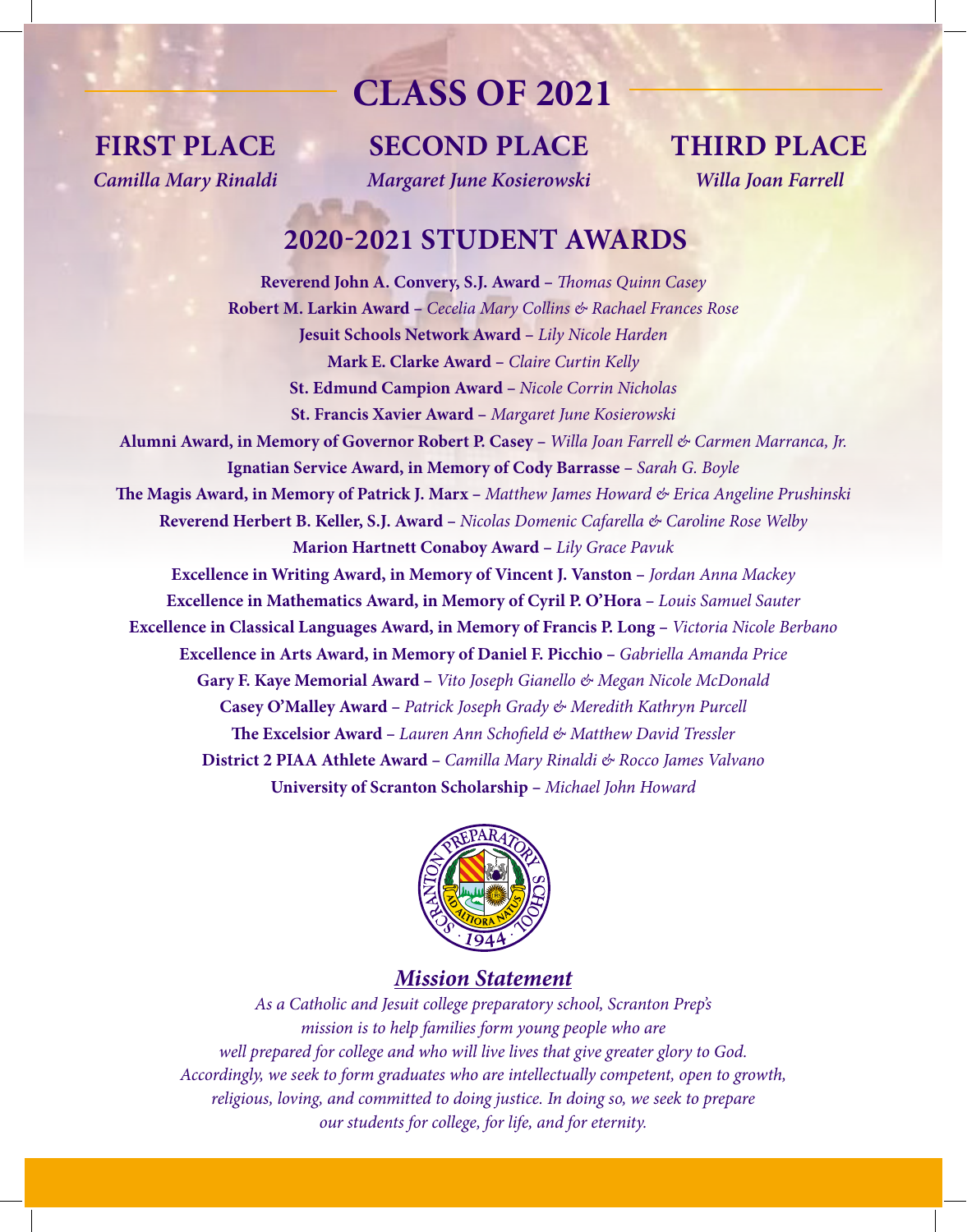# CLASS OF 2021

**FIRST PLACE**
*Camilla Mary Rinaldi*

**SECOND PLACE**
*Margaret June Kosierowski*

**THIRD PLACE**
*Willa Joan Farrell*

## 2020-2021 STUDENT AWARDS

**Reverend John A. Convery, S.J. Award** – *Thomas Quinn Casey*
**Robert M. Larkin Award** – *Cecelia Mary Collins & Rachael Frances Rose*
**Jesuit Schools Network Award** – *Lily Nicole Harden*
**Mark E. Clarke Award** – *Claire Curtin Kelly*
**St. Edmund Campion Award** – *Nicole Corrin Nicholas*
**St. Francis Xavier Award** – *Margaret June Kosierowski*
**Alumni Award, in Memory of Governor Robert P. Casey** – *Willa Joan Farrell & Carmen Marranca, Jr.*
**Ignatian Service Award, in Memory of Cody Barrasse** – *Sarah G. Boyle*
**The Magis Award, in Memory of Patrick J. Marx** – *Matthew James Howard & Erica Angeline Prushinski*
**Reverend Herbert B. Keller, S.J. Award** – *Nicolas Domenic Cafarella & Caroline Rose Welby*
**Marion Hartnett Conaboy Award** – *Lily Grace Pavuk*
**Excellence in Writing Award, in Memory of Vincent J. Vanston** – *Jordan Anna Mackey*
**Excellence in Mathematics Award, in Memory of Cyril P. O'Hora** – *Louis Samuel Sauter*
**Excellence in Classical Languages Award, in Memory of Francis P. Long** – *Victoria Nicole Berbano*
**Excellence in Arts Award, in Memory of Daniel F. Picchio** – *Gabriella Amanda Price*
**Gary F. Kaye Memorial Award** – *Vito Joseph Gianello & Megan Nicole McDonald*
**Casey O'Malley Award** – *Patrick Joseph Grady & Meredith Kathryn Purcell*
**The Excelsior Award** – *Lauren Ann Schofield & Matthew David Tressler*
**District 2 PIAA Athlete Award** – *Camilla Mary Rinaldi & Rocco James Valvano*
**University of Scranton Scholarship** – *Michael John Howard*

SCRANTON PREPARATORY SCHOOL · AD ALTIORA NATUS · 1944

***Mission Statement***

*As a Catholic and Jesuit college preparatory school, Scranton Prep's mission is to help families form young people who are well prepared for college and who will live lives that give greater glory to God. Accordingly, we seek to form graduates who are intellectually competent, open to growth, religious, loving, and committed to doing justice. In doing so, we seek to prepare our students for college, for life, and for eternity.*